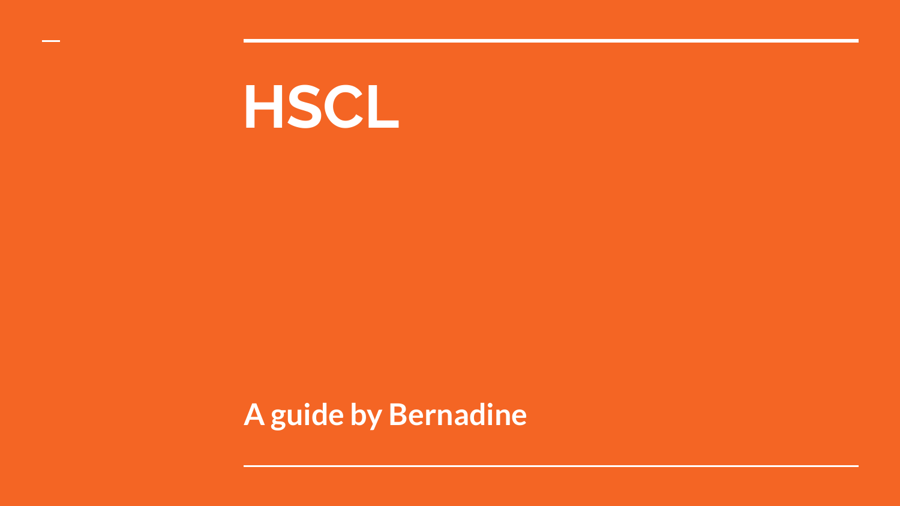# HSCL

**A guide by Bernadine**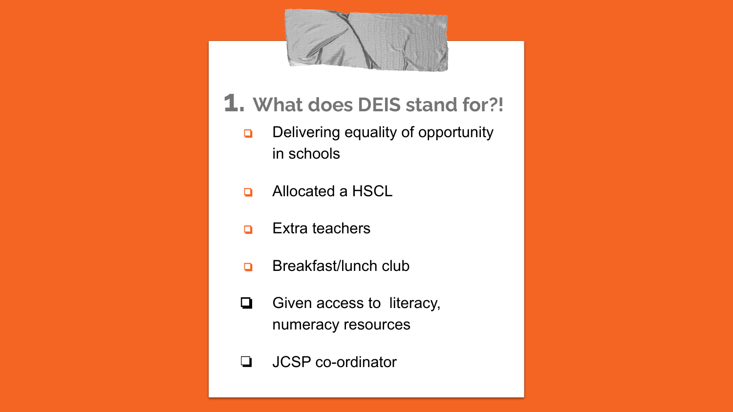## 1. What does DEIS stand for?!

- Delivering equality of opportunity in schools
- Allocated a HSCL
- Extra teachers
- Breakfast/lunch club
- Given access to literacy, numeracy resources
- JCSP co-ordinator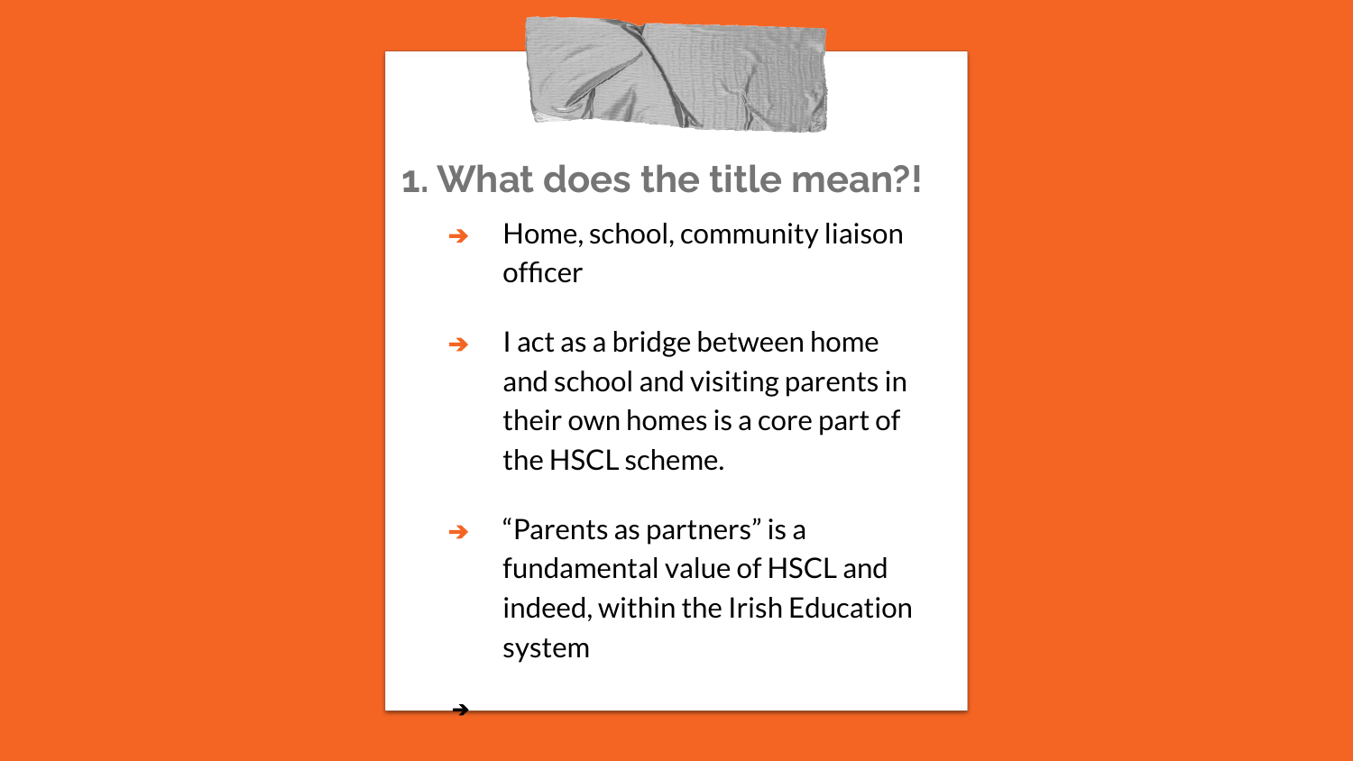## 1. What does the title mean?!

- Home, school, community liaison officer
- I act as a bridge between home and school and visiting parents in their own homes is a core part of the HSCL scheme.
- “Parents as partners” is a fundamental value of HSCL and indeed, within the Irish Education system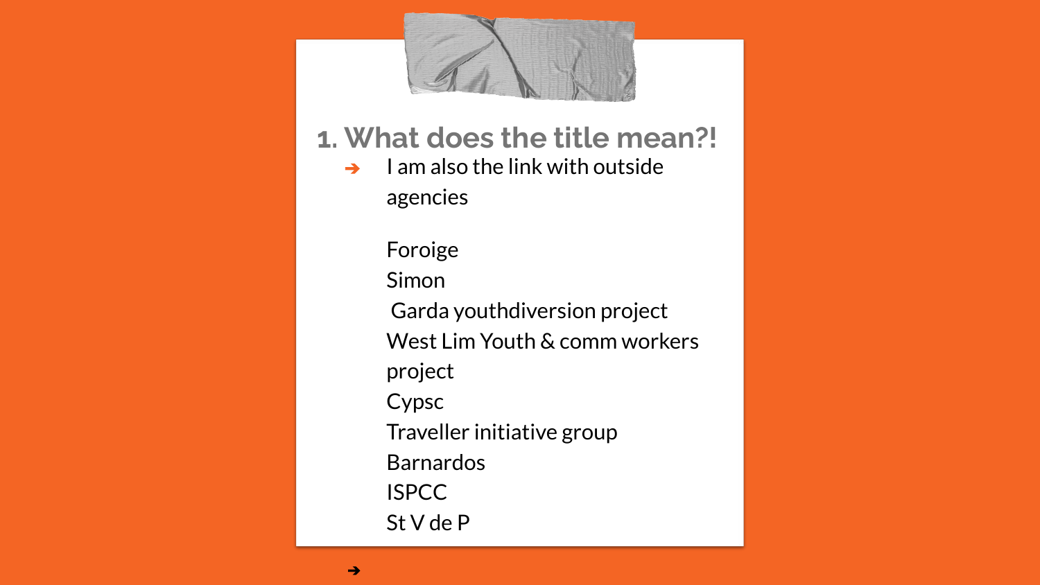## 1. What does the title mean?!

- I am also the link with outside agencies

  Foroige
  Simon
  Garda youthdiversion project
  West Lim Youth & comm workers project
  Cypsc
  Traveller initiative group
  Barnardos
  ISPCC
  St V de P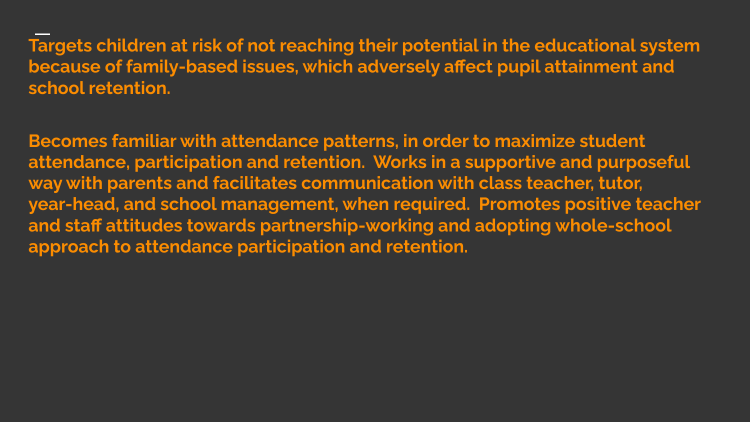**Targets children at risk of not reaching their potential in the educational system because of family-based issues, which adversely affect pupil attainment and school retention.**

**Becomes familiar with attendance patterns, in order to maximize student attendance, participation and retention.  Works in a supportive and purposeful way with parents and facilitates communication with class teacher, tutor, year-head, and school management, when required.  Promotes positive teacher and staff attitudes towards partnership-working and adopting whole-school approach to attendance participation and retention.**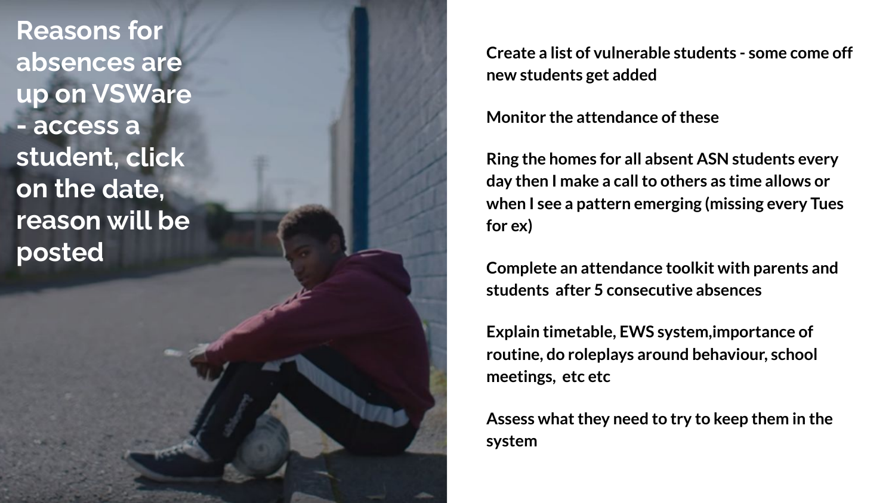# Reasons for absences are up on VSWare - access a student, click on the date, reason will be posted

Create a list of vulnerable students - some come off new students get added

Monitor the attendance of these

Ring the homes for all absent ASN students every day then I make a call to others as time allows or when I see a pattern emerging (missing every Tues for ex)

Complete an attendance toolkit with parents and students after 5 consecutive absences

Explain timetable, EWS system,importance of routine, do roleplays around behaviour, school meetings, etc etc

Assess what they need to try to keep them in the system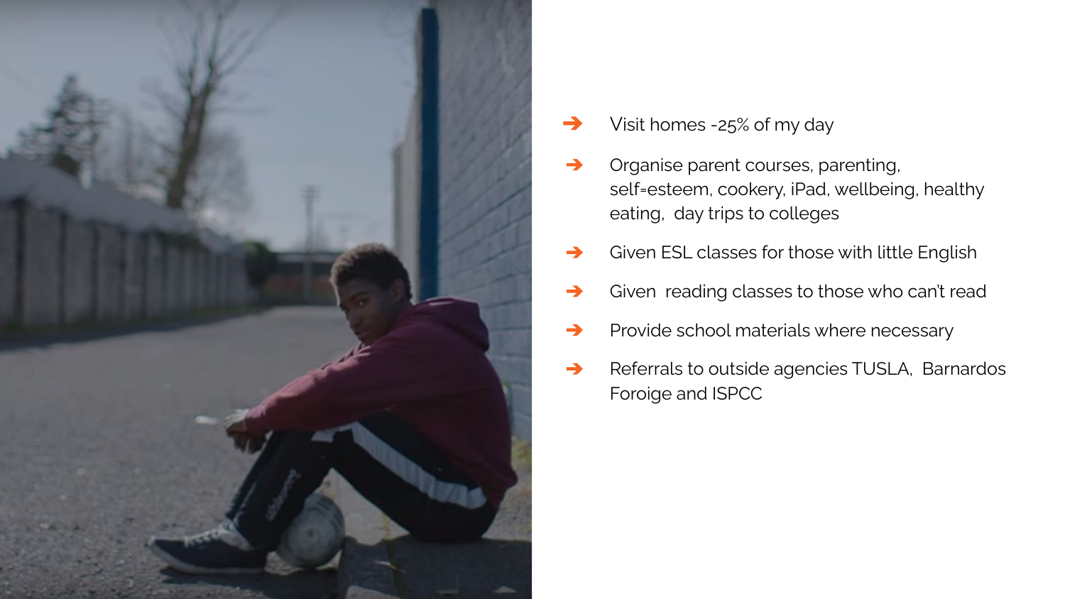- Visit homes -25% of my day
- Organise parent courses, parenting, self=esteem, cookery, iPad, wellbeing, healthy eating, day trips to colleges
- Given ESL classes for those with little English
- Given reading classes to those who can't read
- Provide school materials where necessary
- Referrals to outside agencies TUSLA, Barnardos Foroige and ISPCC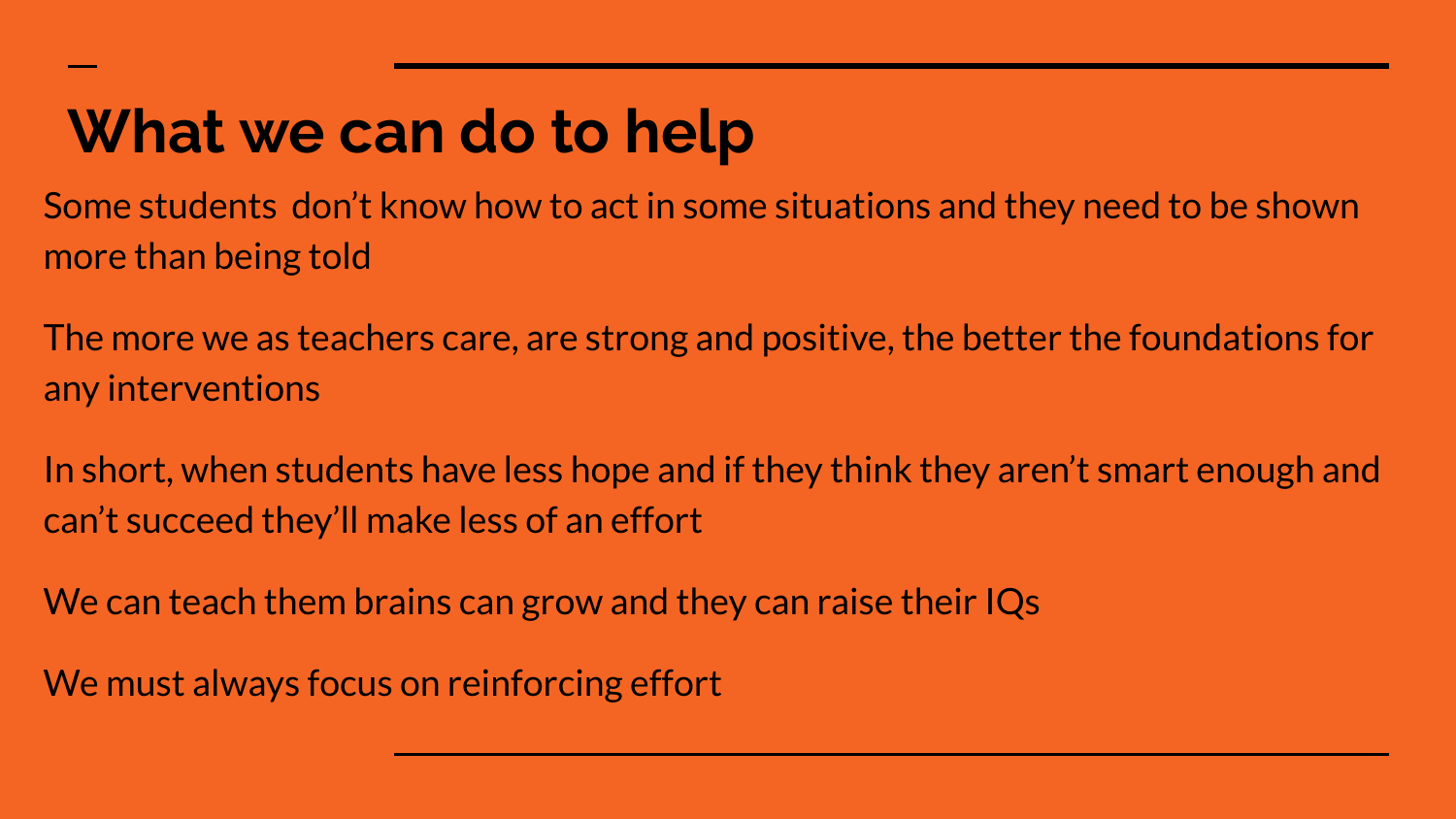# What we can do to help

Some students  don’t know how to act in some situations and they need to be shown more than being told

The more we as teachers care, are strong and positive, the better the foundations for any interventions

In short, when students have less hope and if they think they aren’t smart enough and can’t succeed they’ll make less of an effort

We can teach them brains can grow and they can raise their IQs

We must always focus on reinforcing effort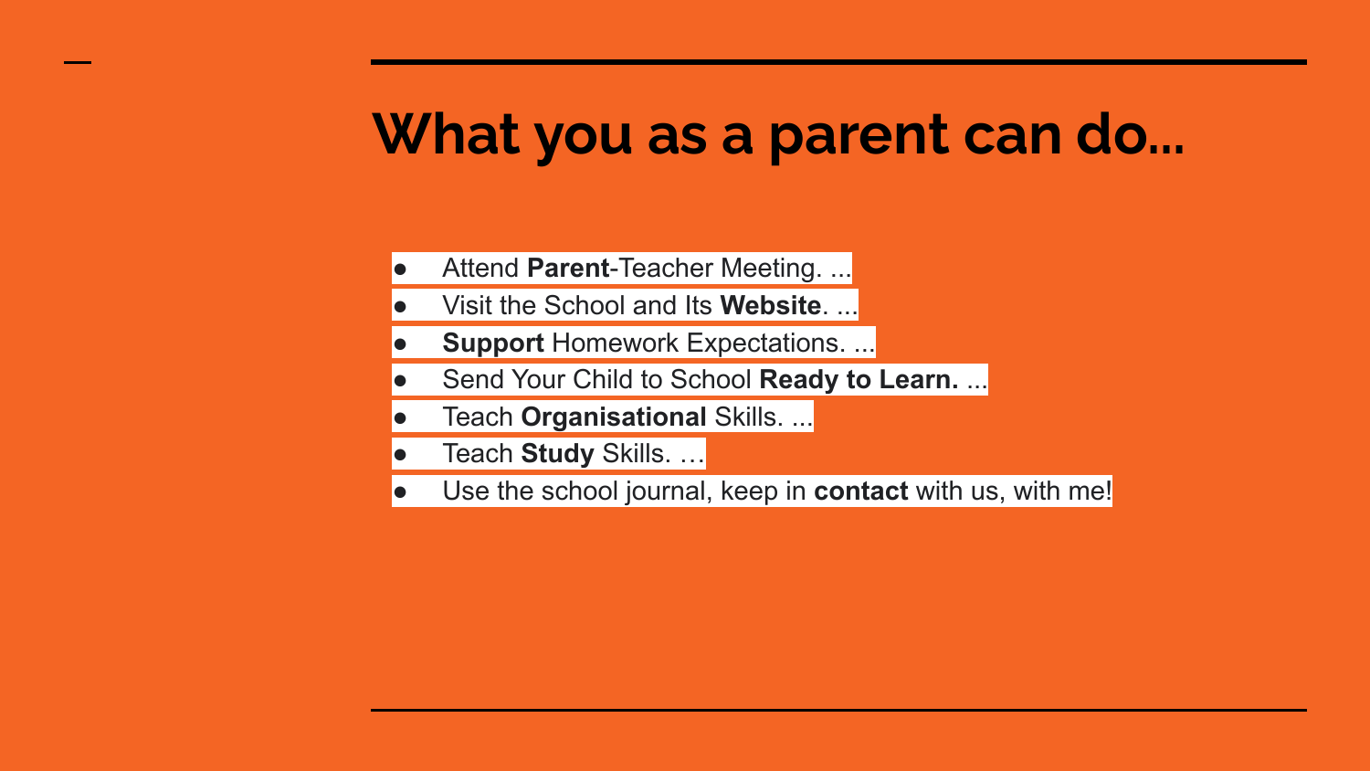# What you as a parent can do...

- Attend **Parent**-Teacher Meeting. ...
- Visit the School and Its **Website**. ...
- **Support** Homework Expectations. ...
- Send Your Child to School **Ready to Learn.** ...
- Teach **Organisational** Skills. ...
- Teach **Study** Skills. …
- Use the school journal, keep in **contact** with us, with me!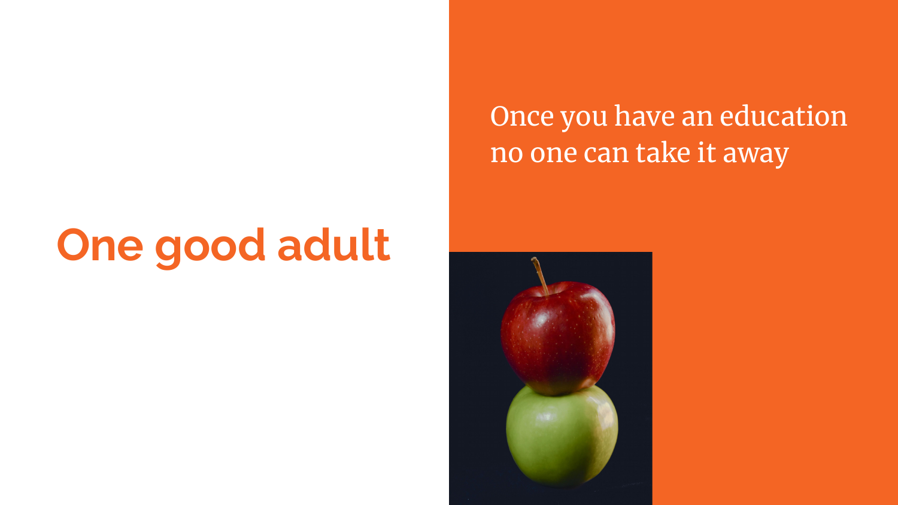# One good adult

Once you have an education no one can take it away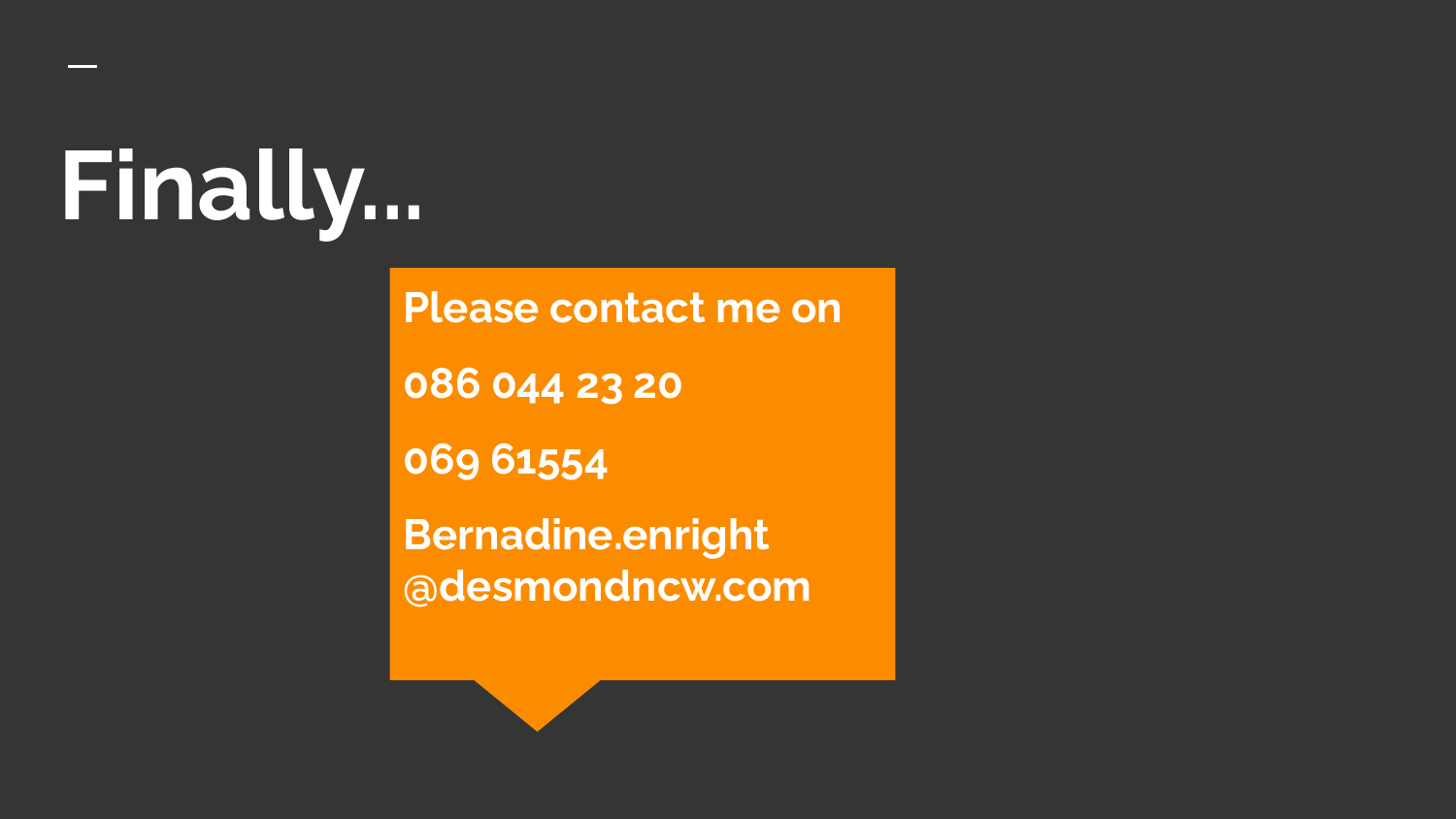# Finally...

**Please contact me on**

**086 044 23 20**

**069 61554**

**Bernadine.enright@desmondncw.com**